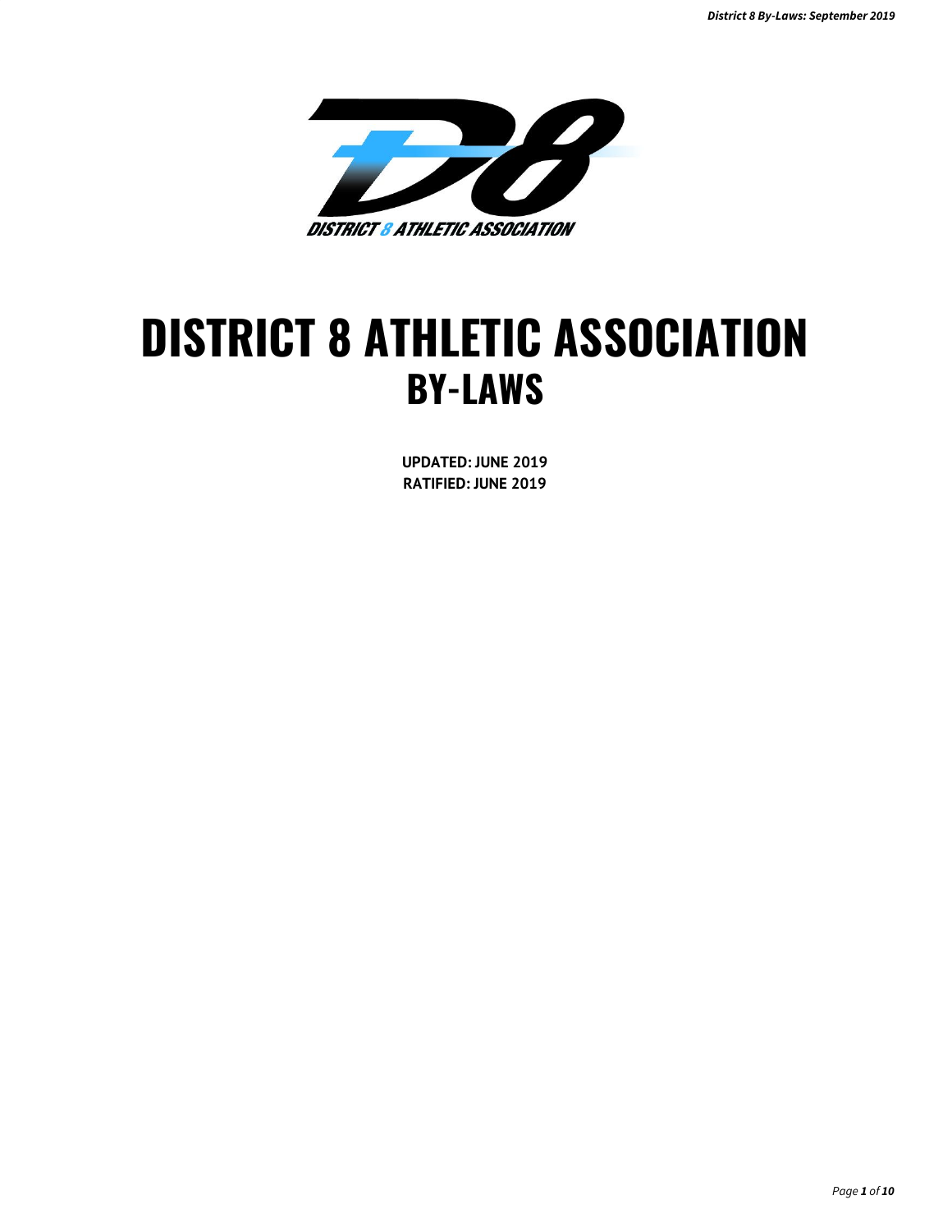# DISTRICT 8 ATHLETIC ASSOCIATION
## BY-LAWS

**UPDATED: JUNE 2019**
**RATIFIED: JUNE 2019**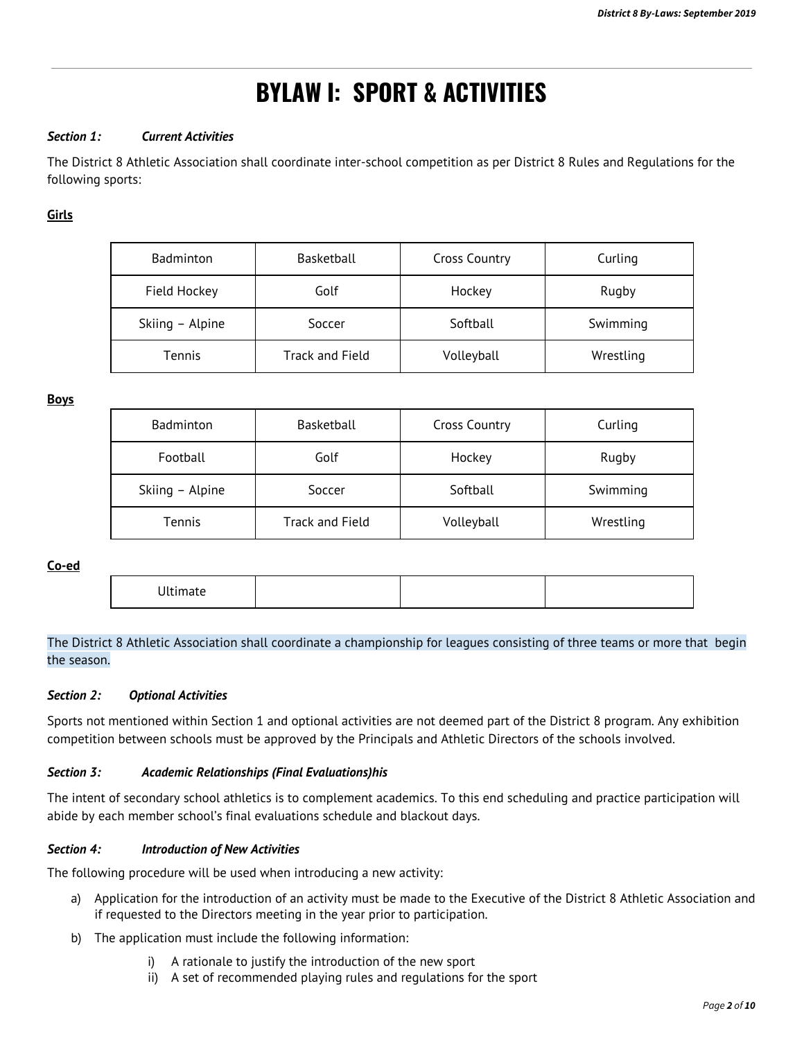# BYLAW I: SPORT & ACTIVITIES

***Section 1: Current Activities***

The District 8 Athletic Association shall coordinate inter-school competition as per District 8 Rules and Regulations for the following sports:

**Girls**

| | | | |
|---|---|---|---|
| Badminton | Basketball | Cross Country | Curling |
| Field Hockey | Golf | Hockey | Rugby |
| Skiing – Alpine | Soccer | Softball | Swimming |
| Tennis | Track and Field | Volleyball | Wrestling |

**Boys**

| | | | |
|---|---|---|---|
| Badminton | Basketball | Cross Country | Curling |
| Football | Golf | Hockey | Rugby |
| Skiing – Alpine | Soccer | Softball | Swimming |
| Tennis | Track and Field | Volleyball | Wrestling |

**Co-ed**

| | | | |
|---|---|---|---|
| Ultimate | | | |

The District 8 Athletic Association shall coordinate a championship for leagues consisting of three teams or more that begin the season.

***Section 2: Optional Activities***

Sports not mentioned within Section 1 and optional activities are not deemed part of the District 8 program. Any exhibition competition between schools must be approved by the Principals and Athletic Directors of the schools involved.

***Section 3: Academic Relationships (Final Evaluations)his***

The intent of secondary school athletics is to complement academics. To this end scheduling and practice participation will abide by each member school's final evaluations schedule and blackout days.

***Section 4: Introduction of New Activities***

The following procedure will be used when introducing a new activity:

a) Application for the introduction of an activity must be made to the Executive of the District 8 Athletic Association and if requested to the Directors meeting in the year prior to participation.

b) The application must include the following information:

   i) A rationale to justify the introduction of the new sport
   
   ii) A set of recommended playing rules and regulations for the sport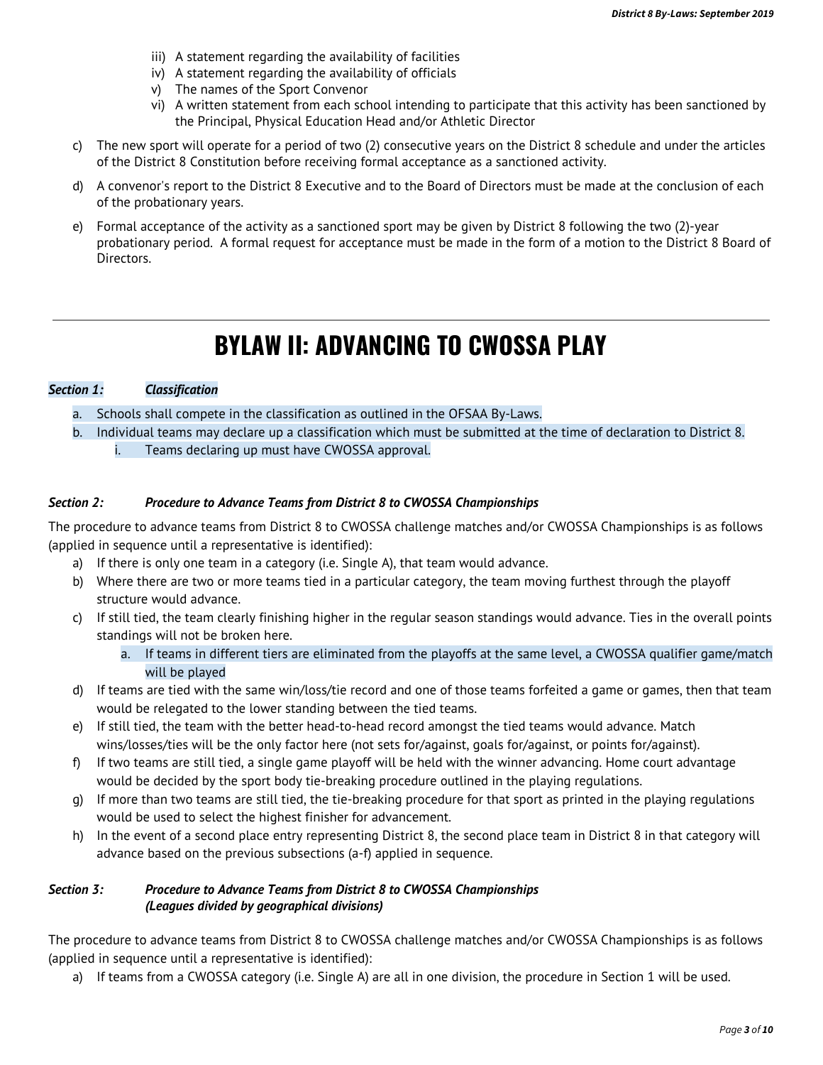iii) A statement regarding the availability of facilities
iv) A statement regarding the availability of officials
v) The names of the Sport Convenor
vi) A written statement from each school intending to participate that this activity has been sanctioned by the Principal, Physical Education Head and/or Athletic Director

c) The new sport will operate for a period of two (2) consecutive years on the District 8 schedule and under the articles of the District 8 Constitution before receiving formal acceptance as a sanctioned activity.

d) A convenor's report to the District 8 Executive and to the Board of Directors must be made at the conclusion of each of the probationary years.

e) Formal acceptance of the activity as a sanctioned sport may be given by District 8 following the two (2)-year probationary period. A formal request for acceptance must be made in the form of a motion to the District 8 Board of Directors.

---

# BYLAW II: ADVANCING TO CWOSSA PLAY

***Section 1: Classification***

a. Schools shall compete in the classification as outlined in the OFSAA By-Laws.
b. Individual teams may declare up a classification which must be submitted at the time of declaration to District 8.
   i. Teams declaring up must have CWOSSA approval.

***Section 2: Procedure to Advance Teams from District 8 to CWOSSA Championships***

The procedure to advance teams from District 8 to CWOSSA challenge matches and/or CWOSSA Championships is as follows (applied in sequence until a representative is identified):

a) If there is only one team in a category (i.e. Single A), that team would advance.
b) Where there are two or more teams tied in a particular category, the team moving furthest through the playoff structure would advance.
c) If still tied, the team clearly finishing higher in the regular season standings would advance. Ties in the overall points standings will not be broken here.
   a. If teams in different tiers are eliminated from the playoffs at the same level, a CWOSSA qualifier game/match will be played
d) If teams are tied with the same win/loss/tie record and one of those teams forfeited a game or games, then that team would be relegated to the lower standing between the tied teams.
e) If still tied, the team with the better head-to-head record amongst the tied teams would advance. Match wins/losses/ties will be the only factor here (not sets for/against, goals for/against, or points for/against).
f) If two teams are still tied, a single game playoff will be held with the winner advancing. Home court advantage would be decided by the sport body tie-breaking procedure outlined in the playing regulations.
g) If more than two teams are still tied, the tie-breaking procedure for that sport as printed in the playing regulations would be used to select the highest finisher for advancement.
h) In the event of a second place entry representing District 8, the second place team in District 8 in that category will advance based on the previous subsections (a-f) applied in sequence.

***Section 3: Procedure to Advance Teams from District 8 to CWOSSA Championships (Leagues divided by geographical divisions)***

The procedure to advance teams from District 8 to CWOSSA challenge matches and/or CWOSSA Championships is as follows (applied in sequence until a representative is identified):

a) If teams from a CWOSSA category (i.e. Single A) are all in one division, the procedure in Section 1 will be used.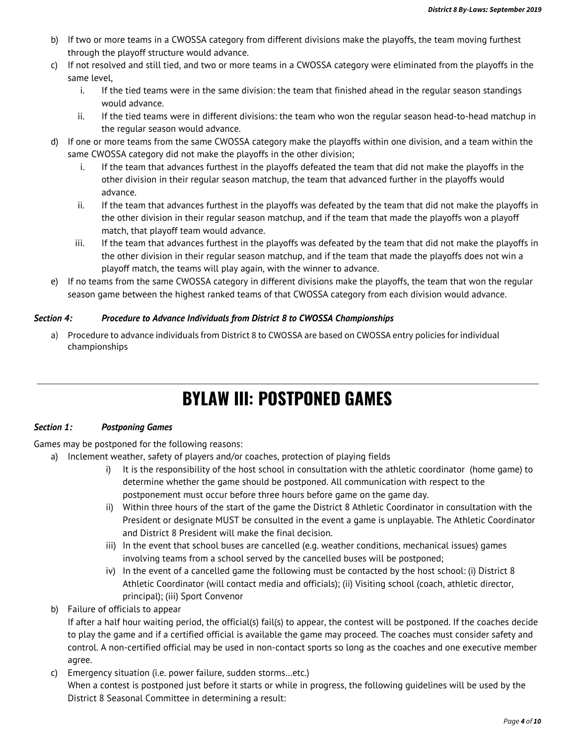b) If two or more teams in a CWOSSA category from different divisions make the playoffs, the team moving furthest through the playoff structure would advance.

c) If not resolved and still tied, and two or more teams in a CWOSSA category were eliminated from the playoffs in the same level,

   i. If the tied teams were in the same division: the team that finished ahead in the regular season standings would advance.

   ii. If the tied teams were in different divisions: the team who won the regular season head-to-head matchup in the regular season would advance.

d) If one or more teams from the same CWOSSA category make the playoffs within one division, and a team within the same CWOSSA category did not make the playoffs in the other division;

   i. If the team that advances furthest in the playoffs defeated the team that did not make the playoffs in the other division in their regular season matchup, the team that advanced further in the playoffs would advance.

   ii. If the team that advances furthest in the playoffs was defeated by the team that did not make the playoffs in the other division in their regular season matchup, and if the team that made the playoffs won a playoff match, that playoff team would advance.

   iii. If the team that advances furthest in the playoffs was defeated by the team that did not make the playoffs in the other division in their regular season matchup, and if the team that made the playoffs does not win a playoff match, the teams will play again, with the winner to advance.

e) If no teams from the same CWOSSA category in different divisions make the playoffs, the team that won the regular season game between the highest ranked teams of that CWOSSA category from each division would advance.

***Section 4: Procedure to Advance Individuals from District 8 to CWOSSA Championships***

a) Procedure to advance individuals from District 8 to CWOSSA are based on CWOSSA entry policies for individual championships

# BYLAW III: POSTPONED GAMES

***Section 1: Postponing Games***

Games may be postponed for the following reasons:

a) Inclement weather, safety of players and/or coaches, protection of playing fields

   i) It is the responsibility of the host school in consultation with the athletic coordinator (home game) to determine whether the game should be postponed. All communication with respect to the postponement must occur before three hours before game on the game day.

   ii) Within three hours of the start of the game the District 8 Athletic Coordinator in consultation with the President or designate MUST be consulted in the event a game is unplayable. The Athletic Coordinator and District 8 President will make the final decision.

   iii) In the event that school buses are cancelled (e.g. weather conditions, mechanical issues) games involving teams from a school served by the cancelled buses will be postponed;

   iv) In the event of a cancelled game the following must be contacted by the host school: (i) District 8 Athletic Coordinator (will contact media and officials); (ii) Visiting school (coach, athletic director, principal); (iii) Sport Convenor

b) Failure of officials to appear
   If after a half hour waiting period, the official(s) fail(s) to appear, the contest will be postponed. If the coaches decide to play the game and if a certified official is available the game may proceed. The coaches must consider safety and control. A non-certified official may be used in non-contact sports so long as the coaches and one executive member agree.

c) Emergency situation (i.e. power failure, sudden storms...etc.)
   When a contest is postponed just before it starts or while in progress, the following guidelines will be used by the District 8 Seasonal Committee in determining a result: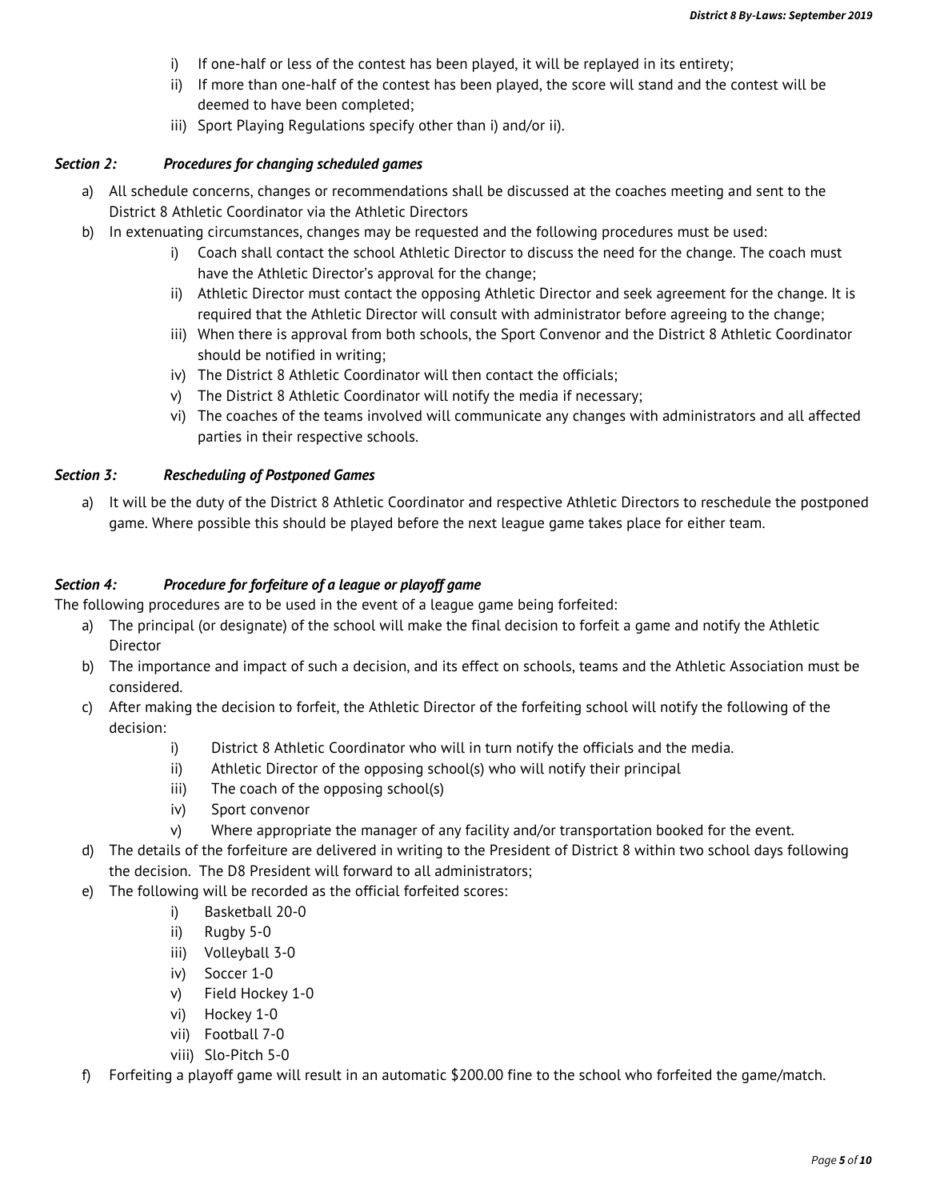i) If one-half or less of the contest has been played, it will be replayed in its entirety;
ii) If more than one-half of the contest has been played, the score will stand and the contest will be deemed to have been completed;
iii) Sport Playing Regulations specify other than i) and/or ii).

### *Section 2: Procedures for changing scheduled games*

a) All schedule concerns, changes or recommendations shall be discussed at the coaches meeting and sent to the District 8 Athletic Coordinator via the Athletic Directors
b) In extenuating circumstances, changes may be requested and the following procedures must be used:
   i) Coach shall contact the school Athletic Director to discuss the need for the change. The coach must have the Athletic Director's approval for the change;
   ii) Athletic Director must contact the opposing Athletic Director and seek agreement for the change. It is required that the Athletic Director will consult with administrator before agreeing to the change;
   iii) When there is approval from both schools, the Sport Convenor and the District 8 Athletic Coordinator should be notified in writing;
   iv) The District 8 Athletic Coordinator will then contact the officials;
   v) The District 8 Athletic Coordinator will notify the media if necessary;
   vi) The coaches of the teams involved will communicate any changes with administrators and all affected parties in their respective schools.

### *Section 3: Rescheduling of Postponed Games*

a) It will be the duty of the District 8 Athletic Coordinator and respective Athletic Directors to reschedule the postponed game. Where possible this should be played before the next league game takes place for either team.

### *Section 4: Procedure for forfeiture of a league or playoff game*

The following procedures are to be used in the event of a league game being forfeited:

a) The principal (or designate) of the school will make the final decision to forfeit a game and notify the Athletic Director
b) The importance and impact of such a decision, and its effect on schools, teams and the Athletic Association must be considered.
c) After making the decision to forfeit, the Athletic Director of the forfeiting school will notify the following of the decision:
   i) District 8 Athletic Coordinator who will in turn notify the officials and the media.
   ii) Athletic Director of the opposing school(s) who will notify their principal
   iii) The coach of the opposing school(s)
   iv) Sport convenor
   v) Where appropriate the manager of any facility and/or transportation booked for the event.
d) The details of the forfeiture are delivered in writing to the President of District 8 within two school days following the decision. The D8 President will forward to all administrators;
e) The following will be recorded as the official forfeited scores:
   i) Basketball 20-0
   ii) Rugby 5-0
   iii) Volleyball 3-0
   iv) Soccer 1-0
   v) Field Hockey 1-0
   vi) Hockey 1-0
   vii) Football 7-0
   viii) Slo-Pitch 5-0
f) Forfeiting a playoff game will result in an automatic $200.00 fine to the school who forfeited the game/match.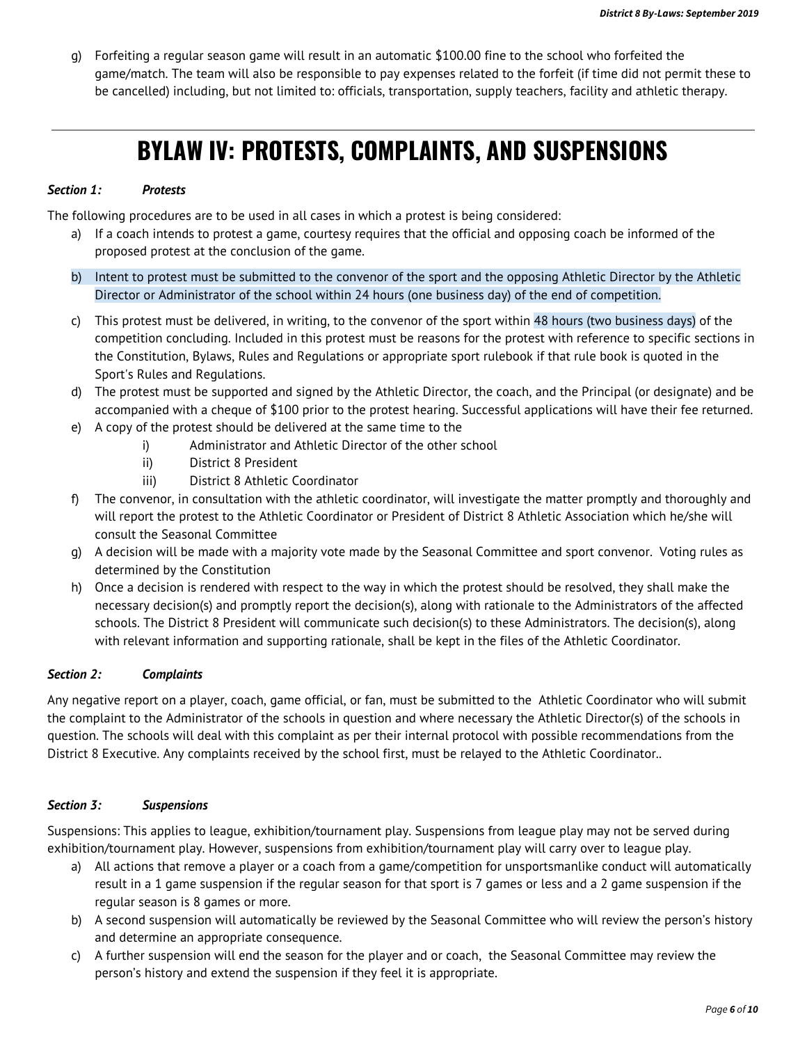g) Forfeiting a regular season game will result in an automatic $100.00 fine to the school who forfeited the game/match. The team will also be responsible to pay expenses related to the forfeit (if time did not permit these to be cancelled) including, but not limited to: officials, transportation, supply teachers, facility and athletic therapy.

---

# BYLAW IV: PROTESTS, COMPLAINTS, AND SUSPENSIONS

***Section 1: Protests***

The following procedures are to be used in all cases in which a protest is being considered:

a) If a coach intends to protest a game, courtesy requires that the official and opposing coach be informed of the proposed protest at the conclusion of the game.

b) Intent to protest must be submitted to the convenor of the sport and the opposing Athletic Director by the Athletic Director or Administrator of the school within 24 hours (one business day) of the end of competition.

c) This protest must be delivered, in writing, to the convenor of the sport within 48 hours (two business days) of the competition concluding. Included in this protest must be reasons for the protest with reference to specific sections in the Constitution, Bylaws, Rules and Regulations or appropriate sport rulebook if that rule book is quoted in the Sport's Rules and Regulations.

d) The protest must be supported and signed by the Athletic Director, the coach, and the Principal (or designate) and be accompanied with a cheque of $100 prior to the protest hearing. Successful applications will have their fee returned.

e) A copy of the protest should be delivered at the same time to the
   i) Administrator and Athletic Director of the other school
   ii) District 8 President
   iii) District 8 Athletic Coordinator

f) The convenor, in consultation with the athletic coordinator, will investigate the matter promptly and thoroughly and will report the protest to the Athletic Coordinator or President of District 8 Athletic Association which he/she will consult the Seasonal Committee

g) A decision will be made with a majority vote made by the Seasonal Committee and sport convenor. Voting rules as determined by the Constitution

h) Once a decision is rendered with respect to the way in which the protest should be resolved, they shall make the necessary decision(s) and promptly report the decision(s), along with rationale to the Administrators of the affected schools. The District 8 President will communicate such decision(s) to these Administrators. The decision(s), along with relevant information and supporting rationale, shall be kept in the files of the Athletic Coordinator.

***Section 2: Complaints***

Any negative report on a player, coach, game official, or fan, must be submitted to the Athletic Coordinator who will submit the complaint to the Administrator of the schools in question and where necessary the Athletic Director(s) of the schools in question. The schools will deal with this complaint as per their internal protocol with possible recommendations from the District 8 Executive. Any complaints received by the school first, must be relayed to the Athletic Coordinator..

***Section 3: Suspensions***

Suspensions: This applies to league, exhibition/tournament play. Suspensions from league play may not be served during exhibition/tournament play. However, suspensions from exhibition/tournament play will carry over to league play.

a) All actions that remove a player or a coach from a game/competition for unsportsmanlike conduct will automatically result in a 1 game suspension if the regular season for that sport is 7 games or less and a 2 game suspension if the regular season is 8 games or more.

b) A second suspension will automatically be reviewed by the Seasonal Committee who will review the person's history and determine an appropriate consequence.

c) A further suspension will end the season for the player and or coach, the Seasonal Committee may review the person's history and extend the suspension if they feel it is appropriate.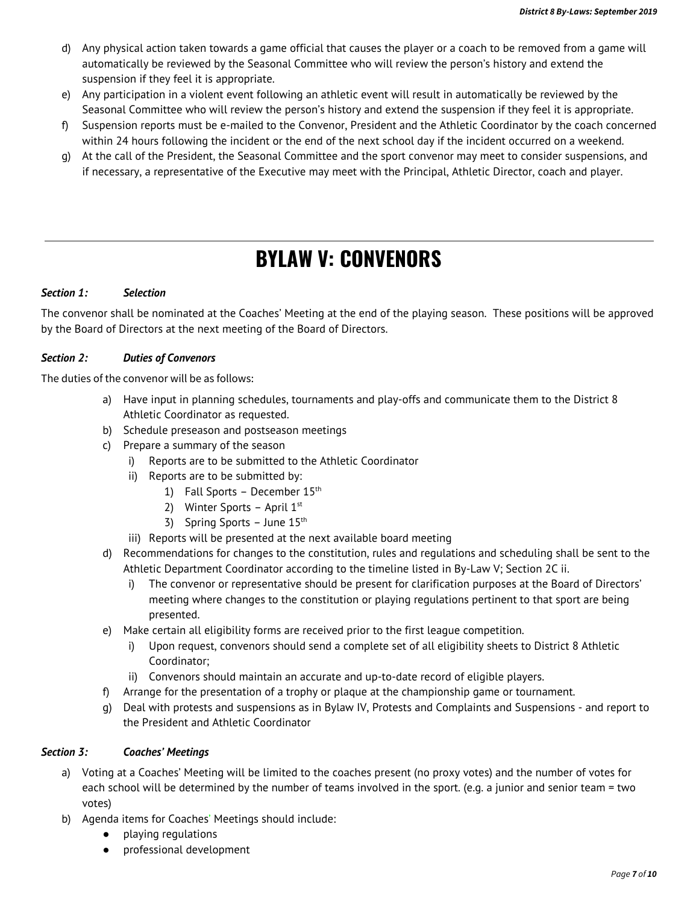d) Any physical action taken towards a game official that causes the player or a coach to be removed from a game will automatically be reviewed by the Seasonal Committee who will review the person's history and extend the suspension if they feel it is appropriate.
e) Any participation in a violent event following an athletic event will result in automatically be reviewed by the Seasonal Committee who will review the person's history and extend the suspension if they feel it is appropriate.
f) Suspension reports must be e-mailed to the Convenor, President and the Athletic Coordinator by the coach concerned within 24 hours following the incident or the end of the next school day if the incident occurred on a weekend.
g) At the call of the President, the Seasonal Committee and the sport convenor may meet to consider suspensions, and if necessary, a representative of the Executive may meet with the Principal, Athletic Director, coach and player.

# BYLAW V: CONVENORS

***Section 1: Selection***

The convenor shall be nominated at the Coaches' Meeting at the end of the playing season. These positions will be approved by the Board of Directors at the next meeting of the Board of Directors.

***Section 2: Duties of Convenors***

The duties of the convenor will be as follows:

a) Have input in planning schedules, tournaments and play-offs and communicate them to the District 8 Athletic Coordinator as requested.
b) Schedule preseason and postseason meetings
c) Prepare a summary of the season
   i) Reports are to be submitted to the Athletic Coordinator
   ii) Reports are to be submitted by:
      1) Fall Sports – December 15th
      2) Winter Sports – April 1st
      3) Spring Sports – June 15th
   iii) Reports will be presented at the next available board meeting
d) Recommendations for changes to the constitution, rules and regulations and scheduling shall be sent to the Athletic Department Coordinator according to the timeline listed in By-Law V; Section 2C ii.
   i) The convenor or representative should be present for clarification purposes at the Board of Directors' meeting where changes to the constitution or playing regulations pertinent to that sport are being presented.
e) Make certain all eligibility forms are received prior to the first league competition.
   i) Upon request, convenors should send a complete set of all eligibility sheets to District 8 Athletic Coordinator;
   ii) Convenors should maintain an accurate and up-to-date record of eligible players.
f) Arrange for the presentation of a trophy or plaque at the championship game or tournament.
g) Deal with protests and suspensions as in Bylaw IV, Protests and Complaints and Suspensions - and report to the President and Athletic Coordinator

***Section 3: Coaches' Meetings***

a) Voting at a Coaches' Meeting will be limited to the coaches present (no proxy votes) and the number of votes for each school will be determined by the number of teams involved in the sport. (e.g. a junior and senior team = two votes)
b) Agenda items for Coaches' Meetings should include:
   - playing regulations
   - professional development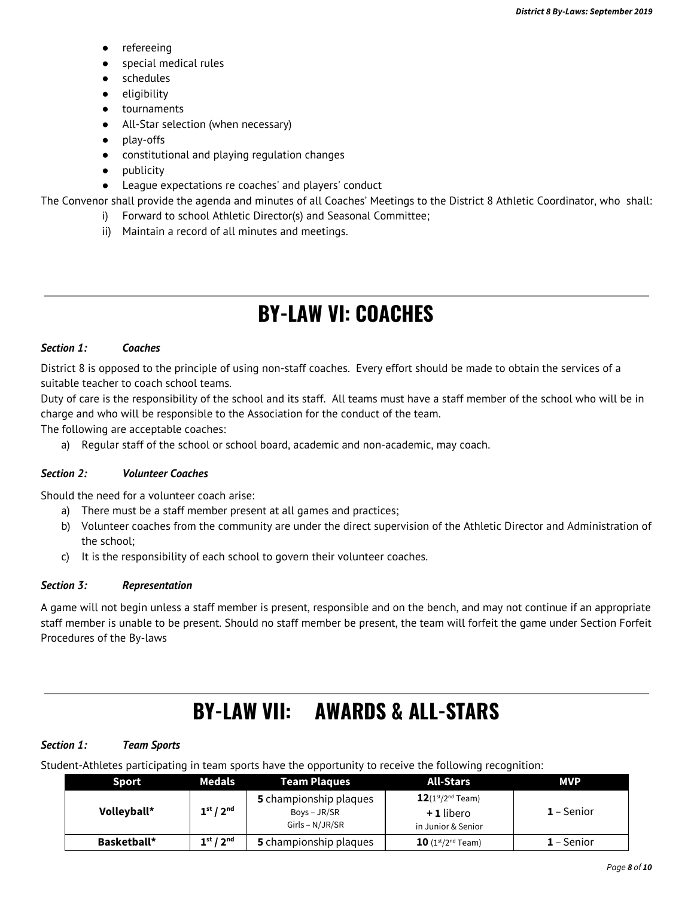- refereeing
- special medical rules
- schedules
- eligibility
- tournaments
- All-Star selection (when necessary)
- play-offs
- constitutional and playing regulation changes
- publicity
- League expectations re coaches' and players' conduct

The Convenor shall provide the agenda and minutes of all Coaches' Meetings to the District 8 Athletic Coordinator, who shall:

i) Forward to school Athletic Director(s) and Seasonal Committee;
ii) Maintain a record of all minutes and meetings.

# BY-LAW VI: COACHES

***Section 1: Coaches***

District 8 is opposed to the principle of using non-staff coaches. Every effort should be made to obtain the services of a suitable teacher to coach school teams.

Duty of care is the responsibility of the school and its staff. All teams must have a staff member of the school who will be in charge and who will be responsible to the Association for the conduct of the team.

The following are acceptable coaches:

a) Regular staff of the school or school board, academic and non-academic, may coach.

***Section 2: Volunteer Coaches***

Should the need for a volunteer coach arise:

a) There must be a staff member present at all games and practices;
b) Volunteer coaches from the community are under the direct supervision of the Athletic Director and Administration of the school;
c) It is the responsibility of each school to govern their volunteer coaches.

***Section 3: Representation***

A game will not begin unless a staff member is present, responsible and on the bench, and may not continue if an appropriate staff member is unable to be present. Should no staff member be present, the team will forfeit the game under Section Forfeit Procedures of the By-laws

# BY-LAW VII: AWARDS & ALL-STARS

***Section 1: Team Sports***

Student-Athletes participating in team sports have the opportunity to receive the following recognition:

| Sport | Medals | Team Plaques | All-Stars | MVP |
|---|---|---|---|---|
| **Volleyball*** | 1st / 2nd | **5** championship plaques Boys – JR/SR Girls – N/JR/SR | **12**(1st/2nd Team) **+ 1** libero in Junior & Senior | **1** – Senior |
| **Basketball*** | 1st / 2nd | **5** championship plaques | **10** (1st/2nd Team) | **1** – Senior |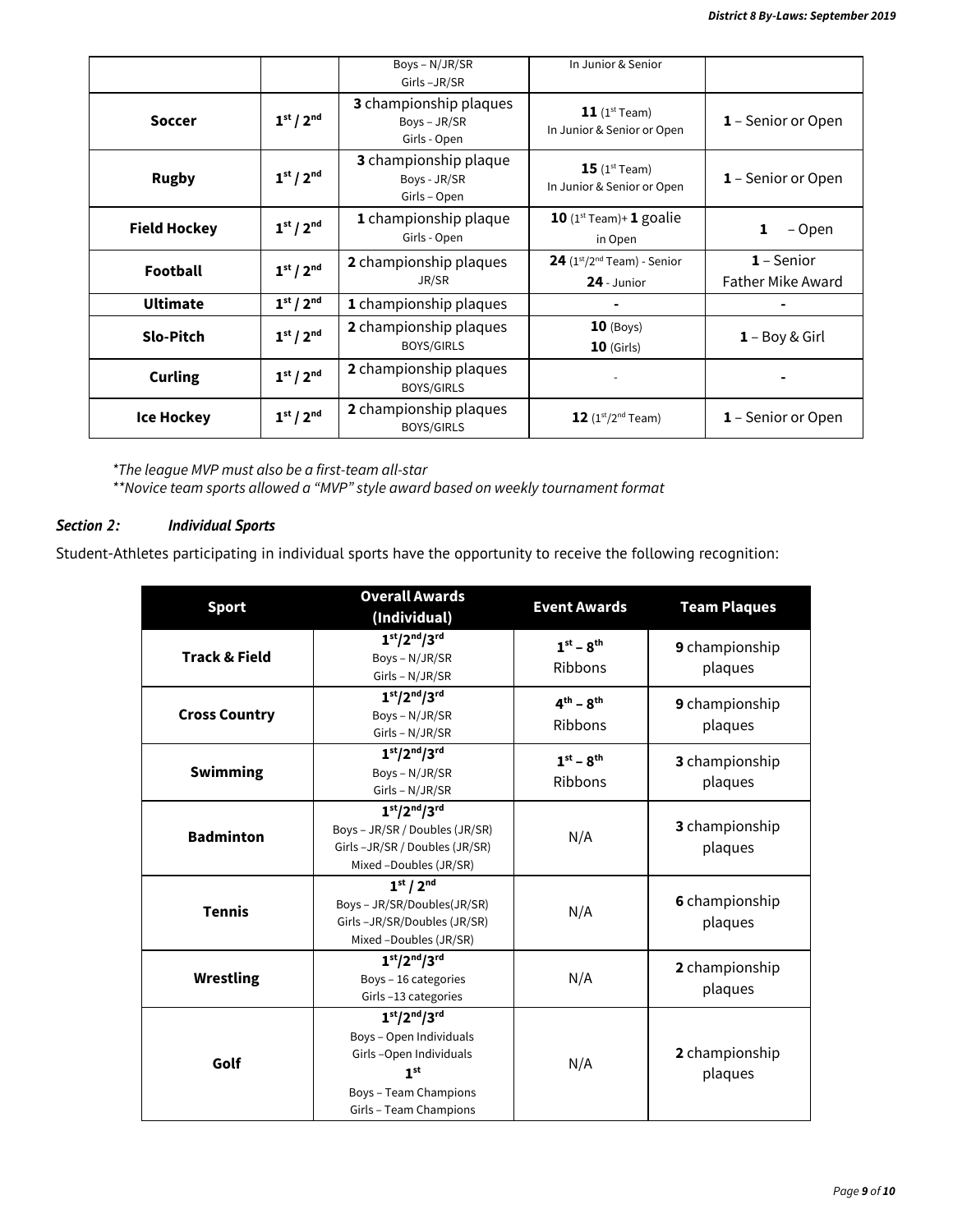| | | Boys – N/JR/SR<br>Girls –JR/SR | In Junior & Senior | |
|---|---|---|---|---|
| **Soccer** | **1st / 2nd** | **3** championship plaques<br>Boys – JR/SR<br>Girls - Open | **11** (1st Team)<br>In Junior & Senior or Open | **1** – Senior or Open |
| **Rugby** | **1st / 2nd** | **3** championship plaque<br>Boys - JR/SR<br>Girls – Open | **15** (1st Team)<br>In Junior & Senior or Open | **1** – Senior or Open |
| **Field Hockey** | **1st / 2nd** | **1** championship plaque<br>Girls - Open | **10** (1st Team)+ **1** goalie<br>in Open | **1** – Open |
| **Football** | **1st / 2nd** | **2** championship plaques<br>JR/SR | **24** (1st/2nd Team) - Senior<br>**24** - Junior | **1** – Senior<br>Father Mike Award |
| **Ultimate** | **1st / 2nd** | **1** championship plaques | **-** | **-** |
| **Slo-Pitch** | **1st / 2nd** | **2** championship plaques<br>BOYS/GIRLS | **10** (Boys)<br>**10** (Girls) | **1** – Boy & Girl |
| **Curling** | **1st / 2nd** | **2** championship plaques<br>BOYS/GIRLS | - | **-** |
| **Ice Hockey** | **1st / 2nd** | **2** championship plaques<br>BOYS/GIRLS | **12** (1st/2nd Team) | **1** – Senior or Open |

*\*The league MVP must also be a first-team all-star*
*\*\*Novice team sports allowed a "MVP" style award based on weekly tournament format*

### *Section 2: Individual Sports*

Student-Athletes participating in individual sports have the opportunity to receive the following recognition:

| Sport | Overall Awards (Individual) | Event Awards | Team Plaques |
|---|---|---|---|
| **Track & Field** | **1st/2nd/3rd**<br>Boys – N/JR/SR<br>Girls – N/JR/SR | **1st – 8th**<br>Ribbons | **9** championship plaques |
| **Cross Country** | **1st/2nd/3rd**<br>Boys – N/JR/SR<br>Girls – N/JR/SR | **4th – 8th**<br>Ribbons | **9** championship plaques |
| **Swimming** | **1st/2nd/3rd**<br>Boys – N/JR/SR<br>Girls – N/JR/SR | **1st – 8th**<br>Ribbons | **3** championship plaques |
| **Badminton** | **1st/2nd/3rd**<br>Boys – JR/SR / Doubles (JR/SR)<br>Girls –JR/SR / Doubles (JR/SR)<br>Mixed –Doubles (JR/SR) | N/A | **3** championship plaques |
| **Tennis** | **1st / 2nd**<br>Boys – JR/SR/Doubles(JR/SR)<br>Girls –JR/SR/Doubles (JR/SR)<br>Mixed –Doubles (JR/SR) | N/A | **6** championship plaques |
| **Wrestling** | **1st/2nd/3rd**<br>Boys – 16 categories<br>Girls –13 categories | N/A | **2** championship plaques |
| **Golf** | **1st/2nd/3rd**<br>Boys – Open Individuals<br>Girls –Open Individuals<br>**1st**<br>Boys – Team Champions<br>Girls – Team Champions | N/A | **2** championship plaques |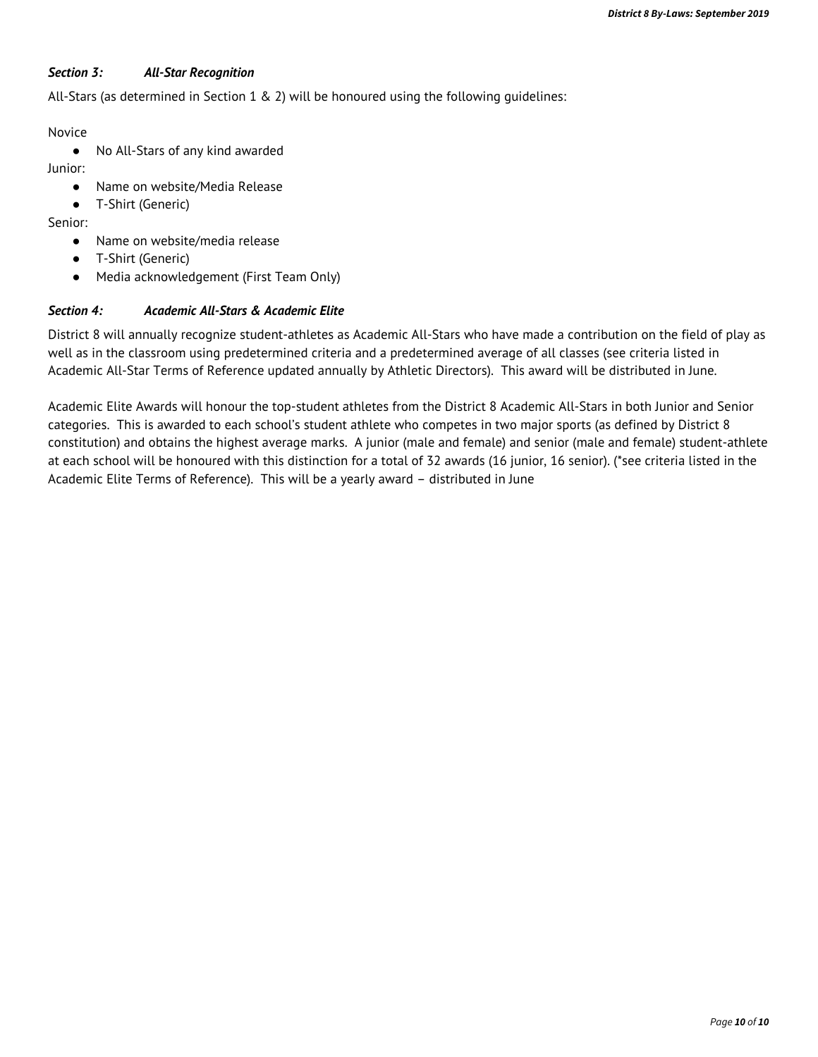### *Section 3: All-Star Recognition*

All-Stars (as determined in Section 1 & 2) will be honoured using the following guidelines:

Novice

- No All-Stars of any kind awarded

Junior:

- Name on website/Media Release
- T-Shirt (Generic)

Senior:

- Name on website/media release
- T-Shirt (Generic)
- Media acknowledgement (First Team Only)

### *Section 4: Academic All-Stars & Academic Elite*

District 8 will annually recognize student-athletes as Academic All-Stars who have made a contribution on the field of play as well as in the classroom using predetermined criteria and a predetermined average of all classes (see criteria listed in Academic All-Star Terms of Reference updated annually by Athletic Directors). This award will be distributed in June.

Academic Elite Awards will honour the top-student athletes from the District 8 Academic All-Stars in both Junior and Senior categories. This is awarded to each school's student athlete who competes in two major sports (as defined by District 8 constitution) and obtains the highest average marks. A junior (male and female) and senior (male and female) student-athlete at each school will be honoured with this distinction for a total of 32 awards (16 junior, 16 senior). (*see criteria listed in the Academic Elite Terms of Reference). This will be a yearly award – distributed in June